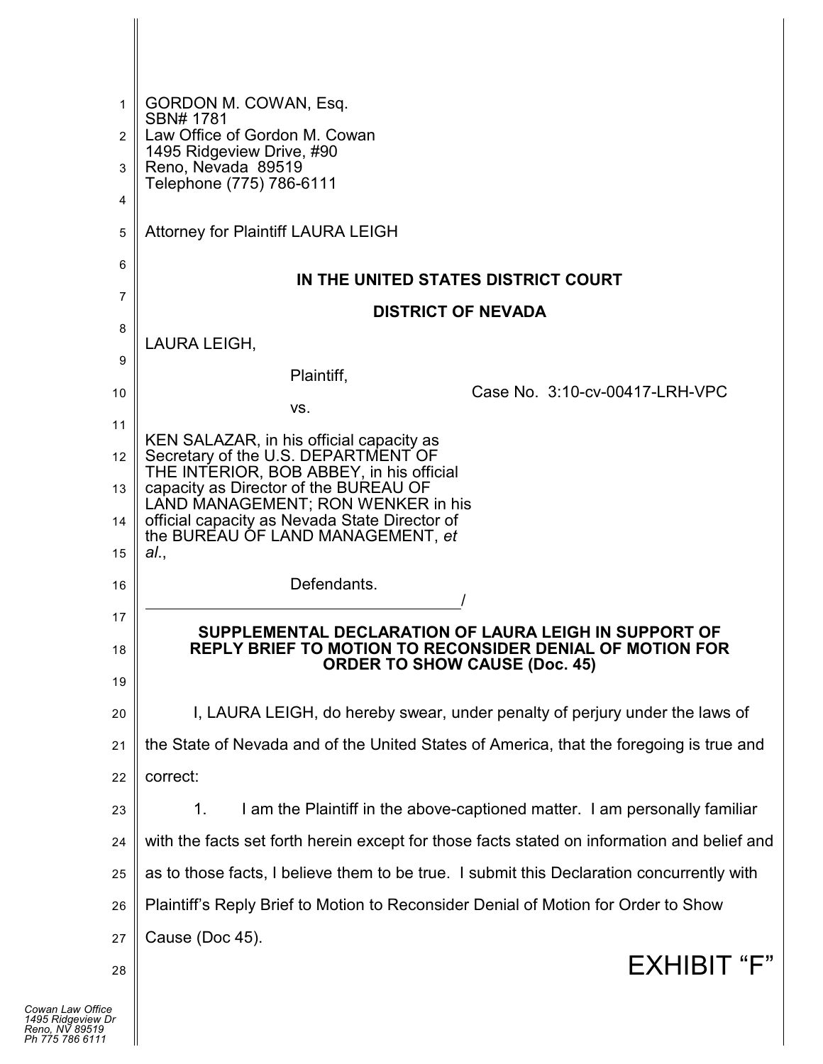GORDON M. COWAN, Esq.
SBN# 1781
Law Office of Gordon M. Cowan
1495 Ridgeview Drive, #90
Reno, Nevada 89519
Telephone (775) 786-6111

Attorney for Plaintiff LAURA LEIGH

**IN THE UNITED STATES DISTRICT COURT**

**DISTRICT OF NEVADA**

LAURA LEIGH,

Plaintiff,

vs.

KEN SALAZAR, in his official capacity as Secretary of the U.S. DEPARTMENT OF THE INTERIOR, BOB ABBEY, in his official capacity as Director of the BUREAU OF LAND MANAGEMENT; RON WENKER in his official capacity as Nevada State Director of the BUREAU OF LAND MANAGEMENT, *et al*.,

Defendants.
_____________________________________/

Case No. 3:10-cv-00417-LRH-VPC

**SUPPLEMENTAL DECLARATION OF LAURA LEIGH IN SUPPORT OF REPLY BRIEF TO MOTION TO RECONSIDER DENIAL OF MOTION FOR ORDER TO SHOW CAUSE (Doc. 45)**

I, LAURA LEIGH, do hereby swear, under penalty of perjury under the laws of the State of Nevada and of the United States of America, that the foregoing is true and correct:

1. I am the Plaintiff in the above-captioned matter. I am personally familiar with the facts set forth herein except for those facts stated on information and belief and as to those facts, I believe them to be true. I submit this Declaration concurrently with Plaintiff's Reply Brief to Motion to Reconsider Denial of Motion for Order to Show Cause (Doc 45).

EXHIBIT "F"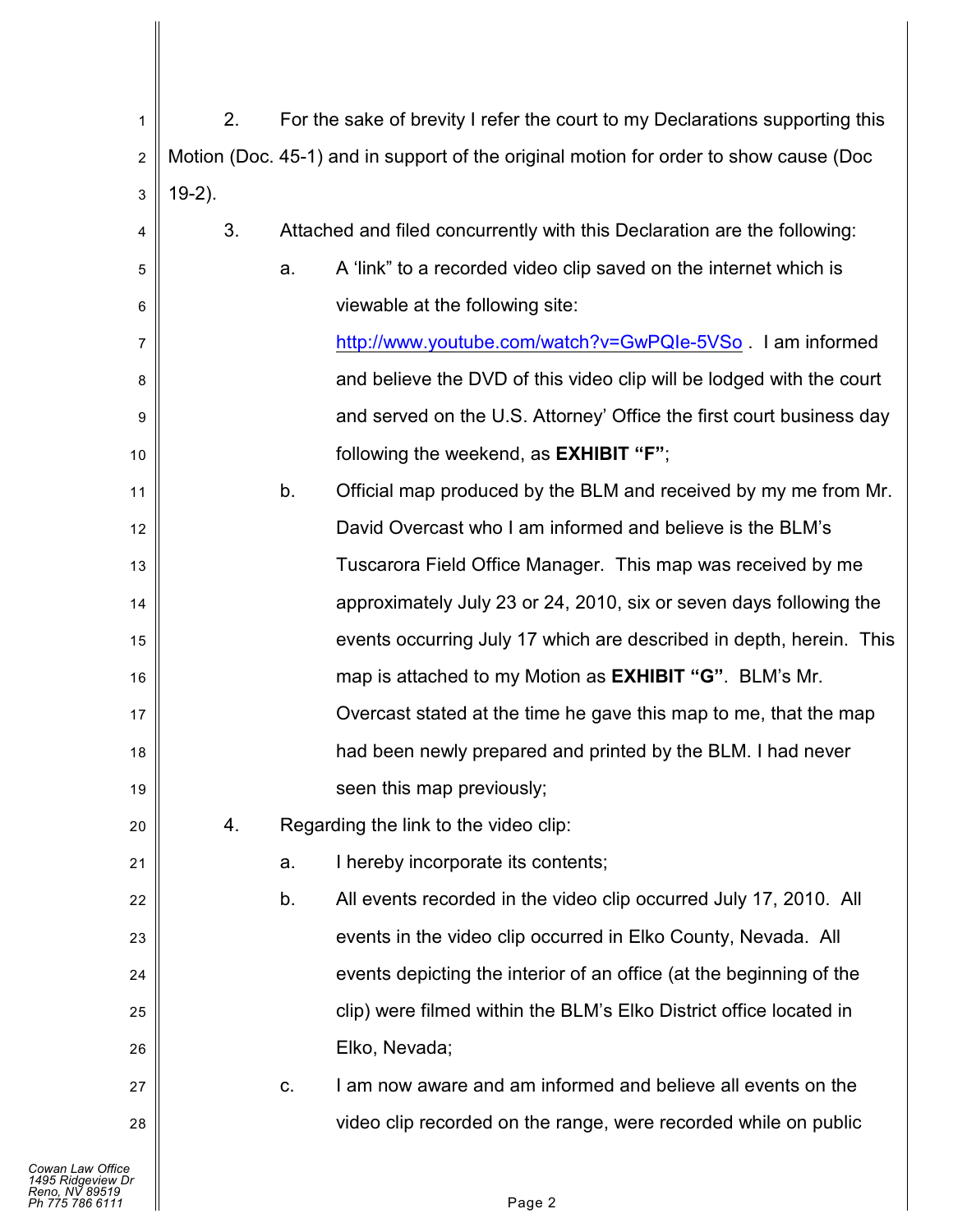2. For the sake of brevity I refer the court to my Declarations supporting this Motion (Doc. 45-1) and in support of the original motion for order to show cause (Doc 19-2).

3. Attached and filed concurrently with this Declaration are the following:

   a. A 'link" to a recorded video clip saved on the internet which is viewable at the following site: http://www.youtube.com/watch?v=GwPQIe-5VSo . I am informed and believe the DVD of this video clip will be lodged with the court and served on the U.S. Attorney' Office the first court business day following the weekend, as **EXHIBIT "F"**;

   b. Official map produced by the BLM and received by my me from Mr. David Overcast who I am informed and believe is the BLM's Tuscarora Field Office Manager. This map was received by me approximately July 23 or 24, 2010, six or seven days following the events occurring July 17 which are described in depth, herein. This map is attached to my Motion as **EXHIBIT "G"**. BLM's Mr. Overcast stated at the time he gave this map to me, that the map had been newly prepared and printed by the BLM. I had never seen this map previously;

4. Regarding the link to the video clip:

   a. I hereby incorporate its contents;

   b. All events recorded in the video clip occurred July 17, 2010. All events in the video clip occurred in Elko County, Nevada. All events depicting the interior of an office (at the beginning of the clip) were filmed within the BLM's Elko District office located in Elko, Nevada;

   c. I am now aware and am informed and believe all events on the video clip recorded on the range, were recorded while on public

Cowan Law Office
1495 Ridgeview Dr
Reno, NV 89519
Ph 775 786 6111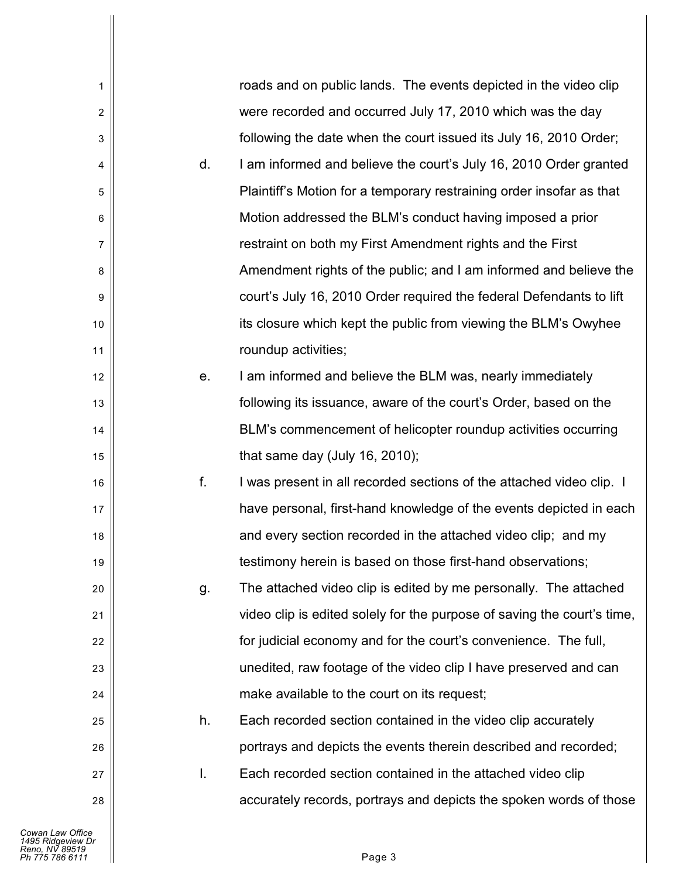roads and on public lands. The events depicted in the video clip were recorded and occurred July 17, 2010 which was the day following the date when the court issued its July 16, 2010 Order;

d. I am informed and believe the court's July 16, 2010 Order granted Plaintiff's Motion for a temporary restraining order insofar as that Motion addressed the BLM's conduct having imposed a prior restraint on both my First Amendment rights and the First Amendment rights of the public; and I am informed and believe the court's July 16, 2010 Order required the federal Defendants to lift its closure which kept the public from viewing the BLM's Owyhee roundup activities;

e. I am informed and believe the BLM was, nearly immediately following its issuance, aware of the court's Order, based on the BLM's commencement of helicopter roundup activities occurring that same day (July 16, 2010);

f. I was present in all recorded sections of the attached video clip. I have personal, first-hand knowledge of the events depicted in each and every section recorded in the attached video clip; and my testimony herein is based on those first-hand observations;

g. The attached video clip is edited by me personally. The attached video clip is edited solely for the purpose of saving the court's time, for judicial economy and for the court's convenience. The full, unedited, raw footage of the video clip I have preserved and can make available to the court on its request;

h. Each recorded section contained in the video clip accurately portrays and depicts the events therein described and recorded;

I. Each recorded section contained in the attached video clip accurately records, portrays and depicts the spoken words of those

Cowan Law Office
1495 Ridgeview Dr
Reno, NV 89519
Ph 775 786 6111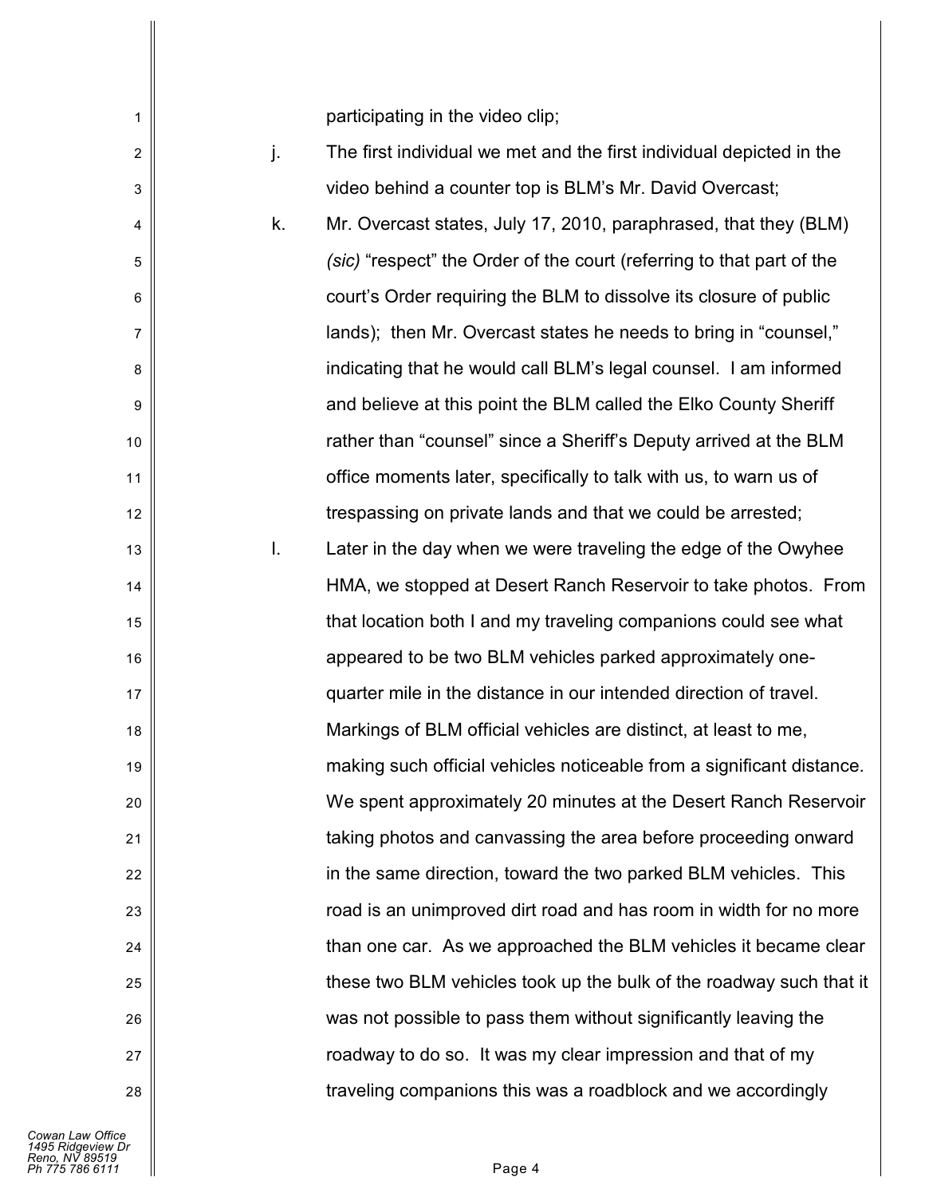participating in the video clip;

j. The first individual we met and the first individual depicted in the video behind a counter top is BLM's Mr. David Overcast;

k. Mr. Overcast states, July 17, 2010, paraphrased, that they (BLM) *(sic)* "respect" the Order of the court (referring to that part of the court's Order requiring the BLM to dissolve its closure of public lands); then Mr. Overcast states he needs to bring in "counsel," indicating that he would call BLM's legal counsel. I am informed and believe at this point the BLM called the Elko County Sheriff rather than "counsel" since a Sheriff's Deputy arrived at the BLM office moments later, specifically to talk with us, to warn us of trespassing on private lands and that we could be arrested;

l. Later in the day when we were traveling the edge of the Owyhee HMA, we stopped at Desert Ranch Reservoir to take photos. From that location both I and my traveling companions could see what appeared to be two BLM vehicles parked approximately one-quarter mile in the distance in our intended direction of travel. Markings of BLM official vehicles are distinct, at least to me, making such official vehicles noticeable from a significant distance. We spent approximately 20 minutes at the Desert Ranch Reservoir taking photos and canvassing the area before proceeding onward in the same direction, toward the two parked BLM vehicles. This road is an unimproved dirt road and has room in width for no more than one car. As we approached the BLM vehicles it became clear these two BLM vehicles took up the bulk of the roadway such that it was not possible to pass them without significantly leaving the roadway to do so. It was my clear impression and that of my traveling companions this was a roadblock and we accordingly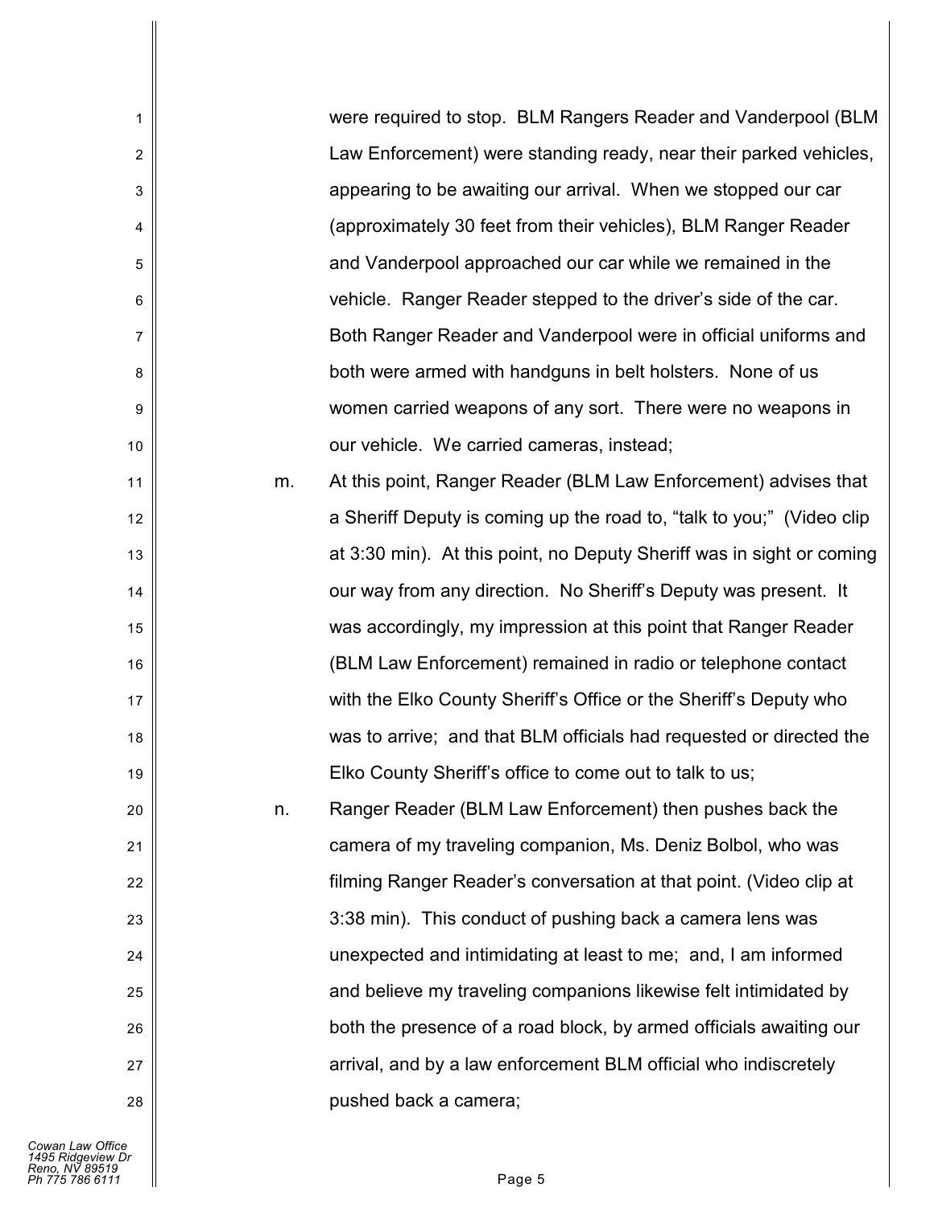were required to stop. BLM Rangers Reader and Vanderpool (BLM Law Enforcement) were standing ready, near their parked vehicles, appearing to be awaiting our arrival. When we stopped our car (approximately 30 feet from their vehicles), BLM Ranger Reader and Vanderpool approached our car while we remained in the vehicle. Ranger Reader stepped to the driver's side of the car. Both Ranger Reader and Vanderpool were in official uniforms and both were armed with handguns in belt holsters. None of us women carried weapons of any sort. There were no weapons in our vehicle. We carried cameras, instead;

m. At this point, Ranger Reader (BLM Law Enforcement) advises that a Sheriff Deputy is coming up the road to, "talk to you;" (Video clip at 3:30 min). At this point, no Deputy Sheriff was in sight or coming our way from any direction. No Sheriff's Deputy was present. It was accordingly, my impression at this point that Ranger Reader (BLM Law Enforcement) remained in radio or telephone contact with the Elko County Sheriff's Office or the Sheriff's Deputy who was to arrive; and that BLM officials had requested or directed the Elko County Sheriff's office to come out to talk to us;

n. Ranger Reader (BLM Law Enforcement) then pushes back the camera of my traveling companion, Ms. Deniz Bolbol, who was filming Ranger Reader's conversation at that point. (Video clip at 3:38 min). This conduct of pushing back a camera lens was unexpected and intimidating at least to me; and, I am informed and believe my traveling companions likewise felt intimidated by both the presence of a road block, by armed officials awaiting our arrival, and by a law enforcement BLM official who indiscretely pushed back a camera;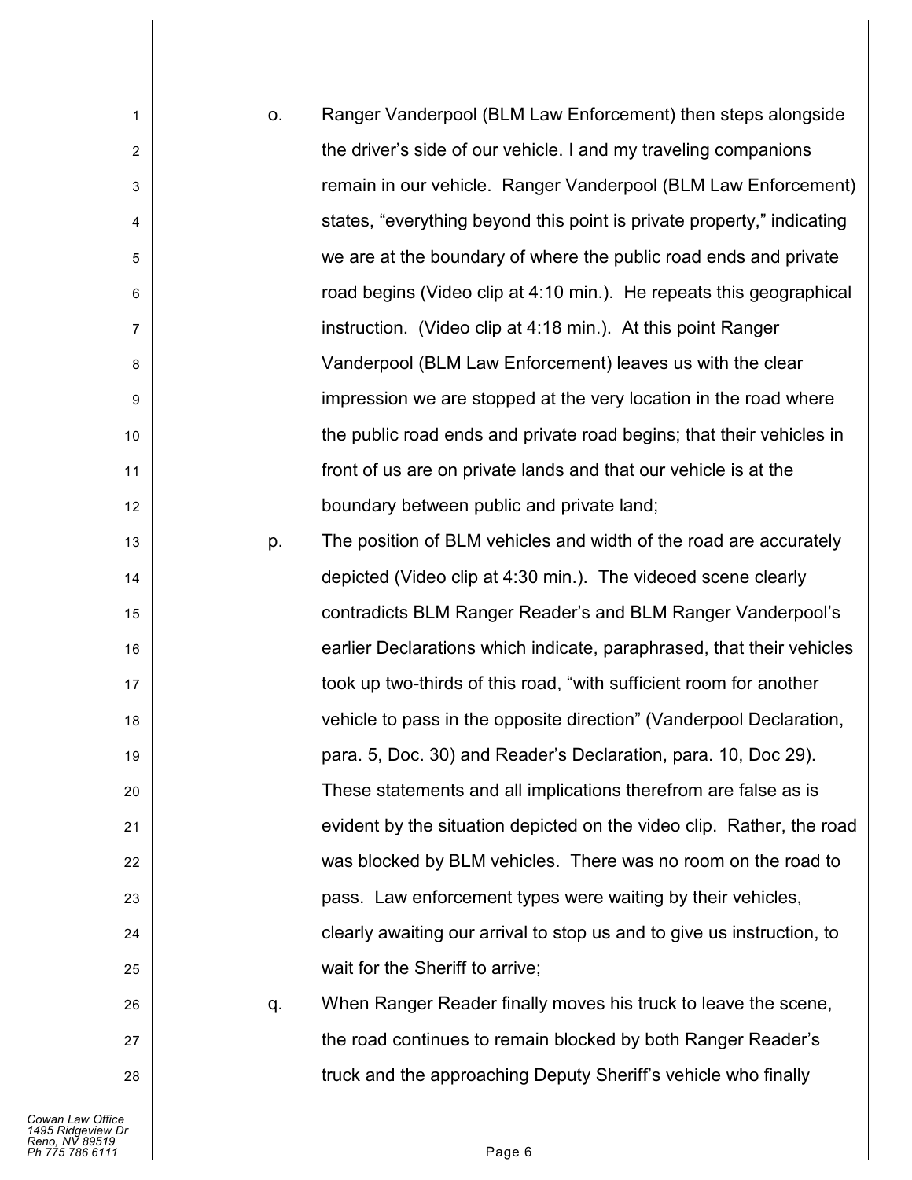o. Ranger Vanderpool (BLM Law Enforcement) then steps alongside the driver's side of our vehicle. I and my traveling companions remain in our vehicle. Ranger Vanderpool (BLM Law Enforcement) states, "everything beyond this point is private property," indicating we are at the boundary of where the public road ends and private road begins (Video clip at 4:10 min.). He repeats this geographical instruction. (Video clip at 4:18 min.). At this point Ranger Vanderpool (BLM Law Enforcement) leaves us with the clear impression we are stopped at the very location in the road where the public road ends and private road begins; that their vehicles in front of us are on private lands and that our vehicle is at the boundary between public and private land;

p. The position of BLM vehicles and width of the road are accurately depicted (Video clip at 4:30 min.). The videoed scene clearly contradicts BLM Ranger Reader's and BLM Ranger Vanderpool's earlier Declarations which indicate, paraphrased, that their vehicles took up two-thirds of this road, "with sufficient room for another vehicle to pass in the opposite direction" (Vanderpool Declaration, para. 5, Doc. 30) and Reader's Declaration, para. 10, Doc 29). These statements and all implications therefrom are false as is evident by the situation depicted on the video clip. Rather, the road was blocked by BLM vehicles. There was no room on the road to pass. Law enforcement types were waiting by their vehicles, clearly awaiting our arrival to stop us and to give us instruction, to wait for the Sheriff to arrive;

q. When Ranger Reader finally moves his truck to leave the scene, the road continues to remain blocked by both Ranger Reader's truck and the approaching Deputy Sheriff's vehicle who finally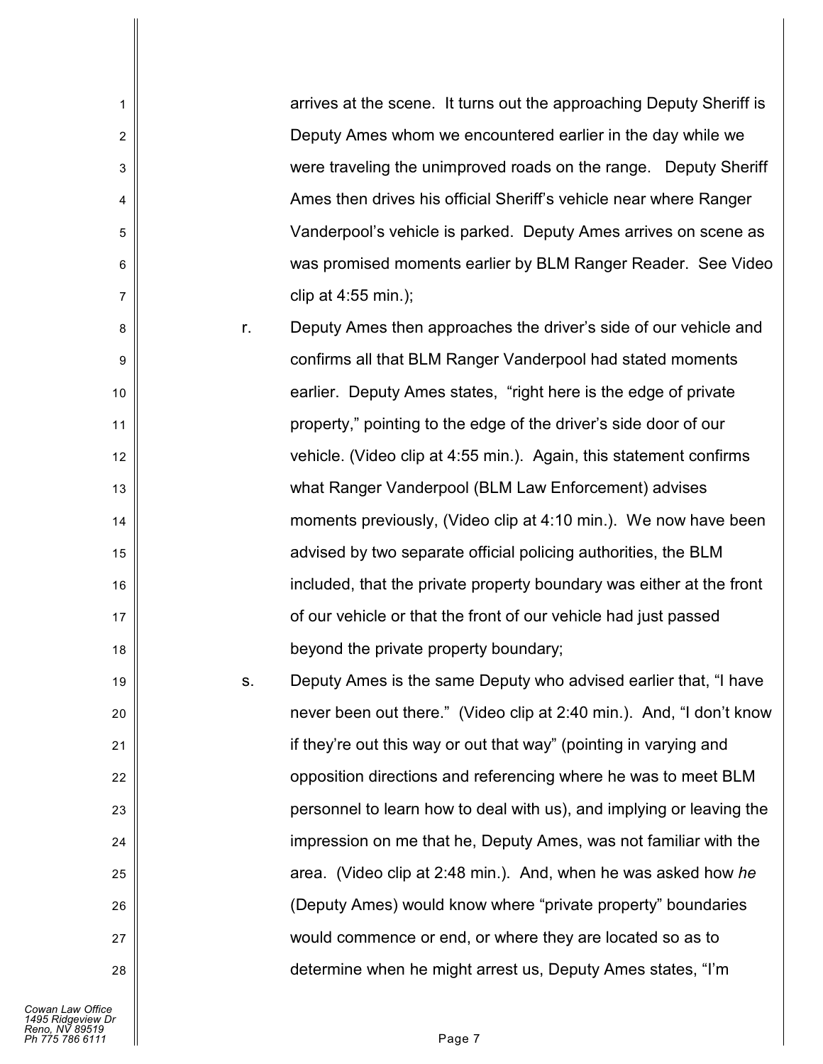arrives at the scene. It turns out the approaching Deputy Sheriff is Deputy Ames whom we encountered earlier in the day while we were traveling the unimproved roads on the range. Deputy Sheriff Ames then drives his official Sheriff's vehicle near where Ranger Vanderpool's vehicle is parked. Deputy Ames arrives on scene as was promised moments earlier by BLM Ranger Reader. See Video clip at 4:55 min.);

r. Deputy Ames then approaches the driver's side of our vehicle and confirms all that BLM Ranger Vanderpool had stated moments earlier. Deputy Ames states, "right here is the edge of private property," pointing to the edge of the driver's side door of our vehicle. (Video clip at 4:55 min.). Again, this statement confirms what Ranger Vanderpool (BLM Law Enforcement) advises moments previously, (Video clip at 4:10 min.). We now have been advised by two separate official policing authorities, the BLM included, that the private property boundary was either at the front of our vehicle or that the front of our vehicle had just passed beyond the private property boundary;

s. Deputy Ames is the same Deputy who advised earlier that, "I have never been out there." (Video clip at 2:40 min.). And, "I don't know if they're out this way or out that way" (pointing in varying and opposition directions and referencing where he was to meet BLM personnel to learn how to deal with us), and implying or leaving the impression on me that he, Deputy Ames, was not familiar with the area. (Video clip at 2:48 min.). And, when he was asked how *he* (Deputy Ames) would know where "private property" boundaries would commence or end, or where they are located so as to determine when he might arrest us, Deputy Ames states, "I'm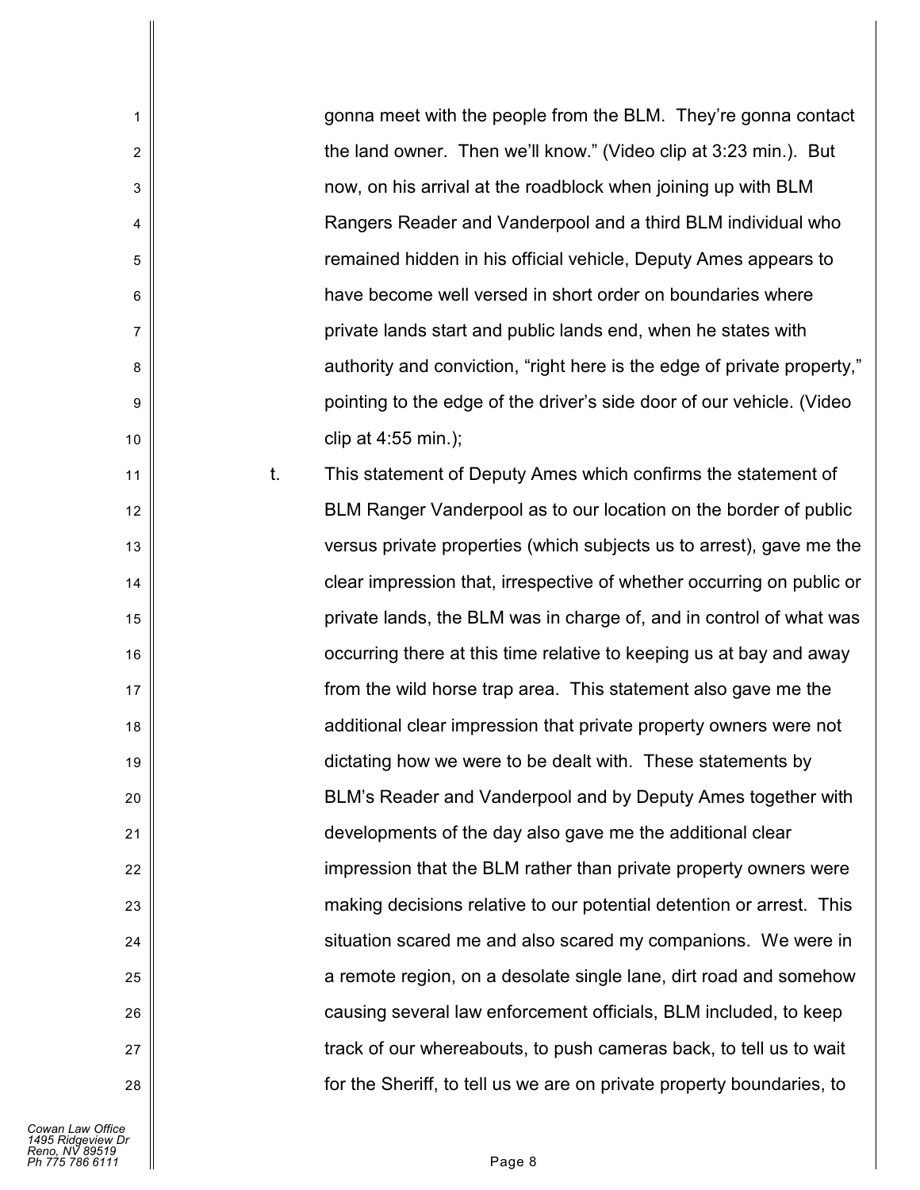gonna meet with the people from the BLM. They're gonna contact the land owner. Then we'll know." (Video clip at 3:23 min.). But now, on his arrival at the roadblock when joining up with BLM Rangers Reader and Vanderpool and a third BLM individual who remained hidden in his official vehicle, Deputy Ames appears to have become well versed in short order on boundaries where private lands start and public lands end, when he states with authority and conviction, "right here is the edge of private property," pointing to the edge of the driver's side door of our vehicle. (Video clip at 4:55 min.);

t. This statement of Deputy Ames which confirms the statement of BLM Ranger Vanderpool as to our location on the border of public versus private properties (which subjects us to arrest), gave me the clear impression that, irrespective of whether occurring on public or private lands, the BLM was in charge of, and in control of what was occurring there at this time relative to keeping us at bay and away from the wild horse trap area. This statement also gave me the additional clear impression that private property owners were not dictating how we were to be dealt with. These statements by BLM's Reader and Vanderpool and by Deputy Ames together with developments of the day also gave me the additional clear impression that the BLM rather than private property owners were making decisions relative to our potential detention or arrest. This situation scared me and also scared my companions. We were in a remote region, on a desolate single lane, dirt road and somehow causing several law enforcement officials, BLM included, to keep track of our whereabouts, to push cameras back, to tell us to wait for the Sheriff, to tell us we are on private property boundaries, to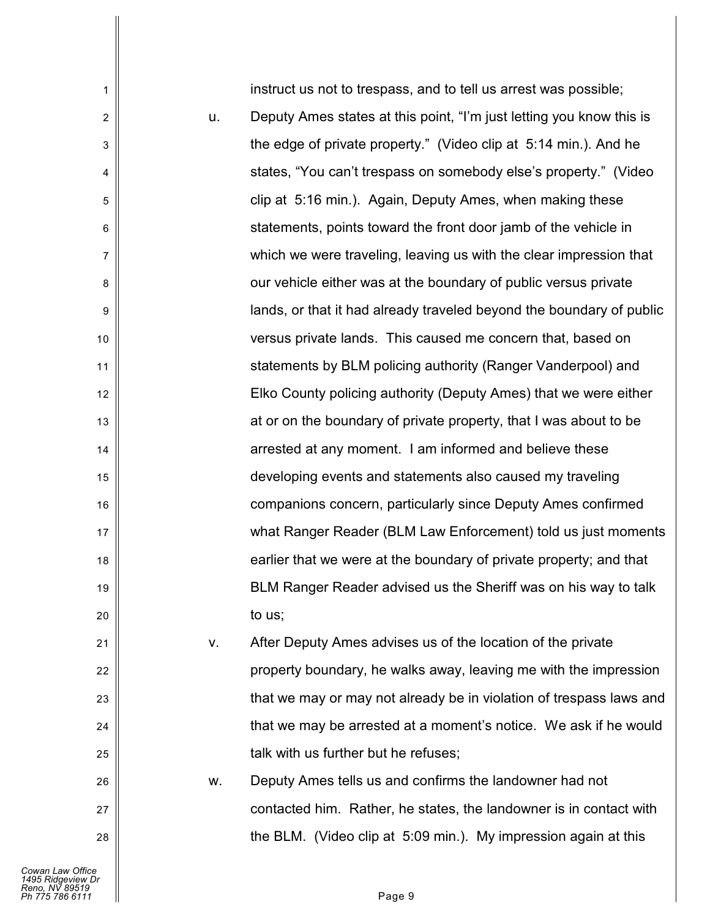instruct us not to trespass, and to tell us arrest was possible;

u. Deputy Ames states at this point, "I'm just letting you know this is the edge of private property." (Video clip at 5:14 min.). And he states, "You can't trespass on somebody else's property." (Video clip at 5:16 min.). Again, Deputy Ames, when making these statements, points toward the front door jamb of the vehicle in which we were traveling, leaving us with the clear impression that our vehicle either was at the boundary of public versus private lands, or that it had already traveled beyond the boundary of public versus private lands. This caused me concern that, based on statements by BLM policing authority (Ranger Vanderpool) and Elko County policing authority (Deputy Ames) that we were either at or on the boundary of private property, that I was about to be arrested at any moment. I am informed and believe these developing events and statements also caused my traveling companions concern, particularly since Deputy Ames confirmed what Ranger Reader (BLM Law Enforcement) told us just moments earlier that we were at the boundary of private property; and that BLM Ranger Reader advised us the Sheriff was on his way to talk to us;

v. After Deputy Ames advises us of the location of the private property boundary, he walks away, leaving me with the impression that we may or may not already be in violation of trespass laws and that we may be arrested at a moment's notice. We ask if he would talk with us further but he refuses;

w. Deputy Ames tells us and confirms the landowner had not contacted him. Rather, he states, the landowner is in contact with the BLM. (Video clip at 5:09 min.). My impression again at this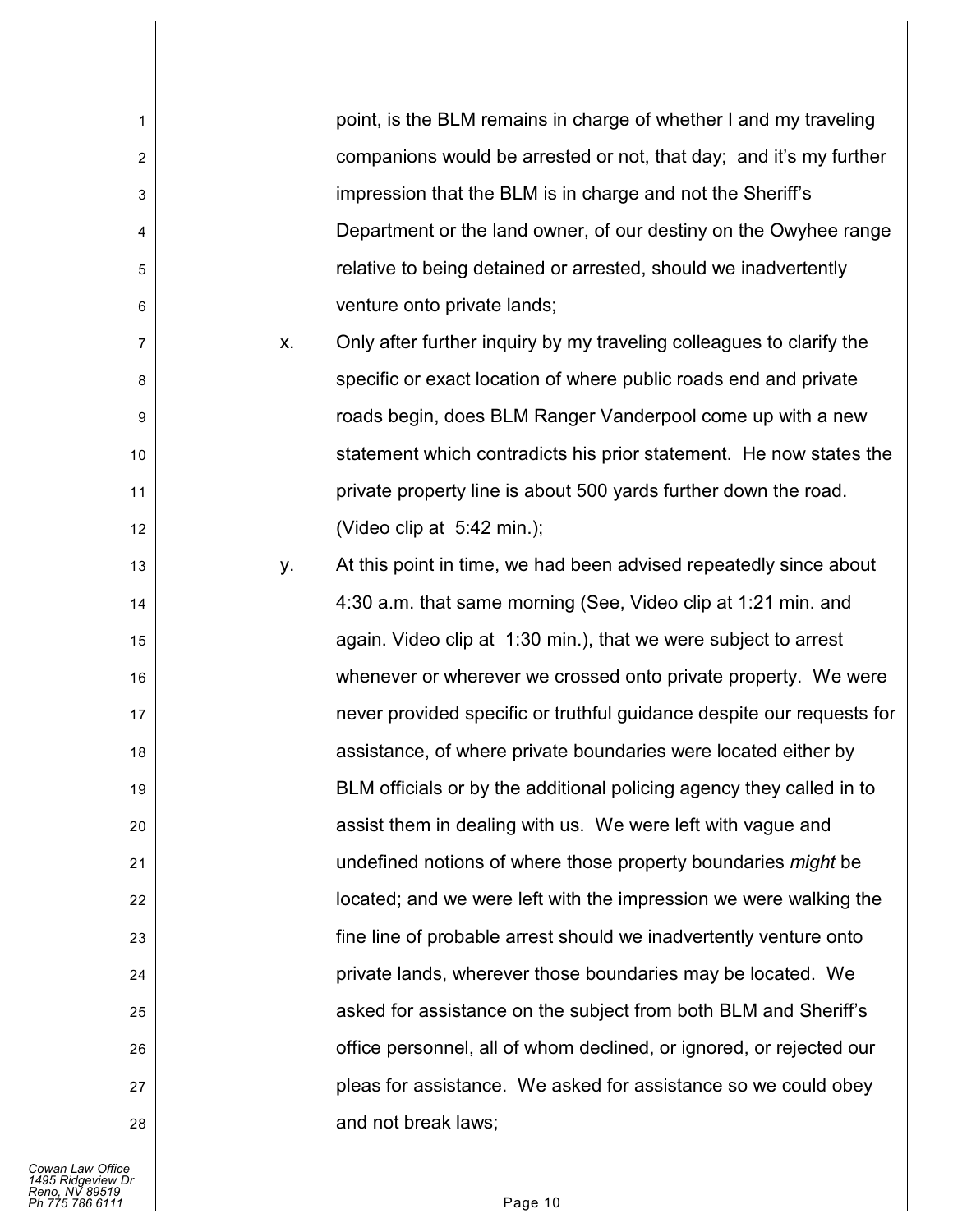point, is the BLM remains in charge of whether I and my traveling companions would be arrested or not, that day; and it's my further impression that the BLM is in charge and not the Sheriff's Department or the land owner, of our destiny on the Owyhee range relative to being detained or arrested, should we inadvertently venture onto private lands;

x. Only after further inquiry by my traveling colleagues to clarify the specific or exact location of where public roads end and private roads begin, does BLM Ranger Vanderpool come up with a new statement which contradicts his prior statement. He now states the private property line is about 500 yards further down the road. (Video clip at 5:42 min.);

y. At this point in time, we had been advised repeatedly since about 4:30 a.m. that same morning (See, Video clip at 1:21 min. and again. Video clip at 1:30 min.), that we were subject to arrest whenever or wherever we crossed onto private property. We were never provided specific or truthful guidance despite our requests for assistance, of where private boundaries were located either by BLM officials or by the additional policing agency they called in to assist them in dealing with us. We were left with vague and undefined notions of where those property boundaries *might* be located; and we were left with the impression we were walking the fine line of probable arrest should we inadvertently venture onto private lands, wherever those boundaries may be located. We asked for assistance on the subject from both BLM and Sheriff's office personnel, all of whom declined, or ignored, or rejected our pleas for assistance. We asked for assistance so we could obey and not break laws;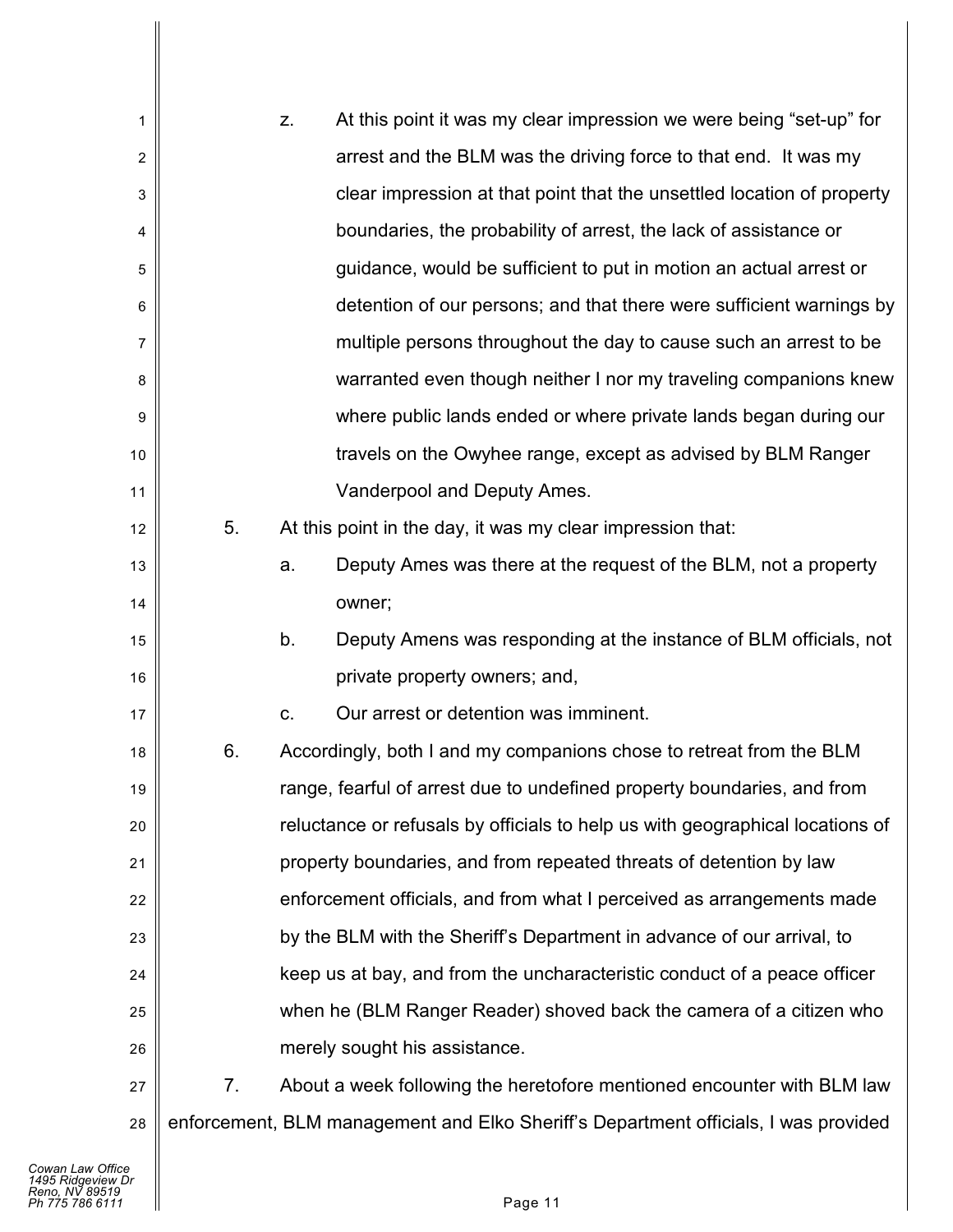z. At this point it was my clear impression we were being "set-up" for arrest and the BLM was the driving force to that end. It was my clear impression at that point that the unsettled location of property boundaries, the probability of arrest, the lack of assistance or guidance, would be sufficient to put in motion an actual arrest or detention of our persons; and that there were sufficient warnings by multiple persons throughout the day to cause such an arrest to be warranted even though neither I nor my traveling companions knew where public lands ended or where private lands began during our travels on the Owyhee range, except as advised by BLM Ranger Vanderpool and Deputy Ames.

5. At this point in the day, it was my clear impression that:

   a. Deputy Ames was there at the request of the BLM, not a property owner;

   b. Deputy Amens was responding at the instance of BLM officials, not private property owners; and,

   c. Our arrest or detention was imminent.

6. Accordingly, both I and my companions chose to retreat from the BLM range, fearful of arrest due to undefined property boundaries, and from reluctance or refusals by officials to help us with geographical locations of property boundaries, and from repeated threats of detention by law enforcement officials, and from what I perceived as arrangements made by the BLM with the Sheriff's Department in advance of our arrival, to keep us at bay, and from the uncharacteristic conduct of a peace officer when he (BLM Ranger Reader) shoved back the camera of a citizen who merely sought his assistance.

7. About a week following the heretofore mentioned encounter with BLM law enforcement, BLM management and Elko Sheriff's Department officials, I was provided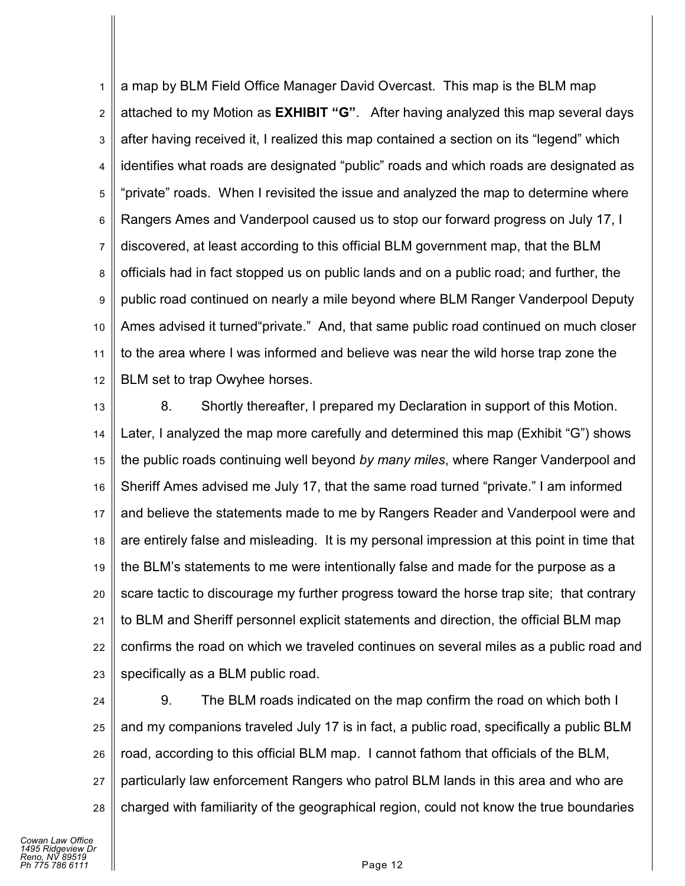a map by BLM Field Office Manager David Overcast. This map is the BLM map attached to my Motion as **EXHIBIT "G"**. After having analyzed this map several days after having received it, I realized this map contained a section on its "legend" which identifies what roads are designated "public" roads and which roads are designated as "private" roads. When I revisited the issue and analyzed the map to determine where Rangers Ames and Vanderpool caused us to stop our forward progress on July 17, I discovered, at least according to this official BLM government map, that the BLM officials had in fact stopped us on public lands and on a public road; and further, the public road continued on nearly a mile beyond where BLM Ranger Vanderpool Deputy Ames advised it turned"private." And, that same public road continued on much closer to the area where I was informed and believe was near the wild horse trap zone the BLM set to trap Owyhee horses.

8. Shortly thereafter, I prepared my Declaration in support of this Motion. Later, I analyzed the map more carefully and determined this map (Exhibit "G") shows the public roads continuing well beyond *by many miles*, where Ranger Vanderpool and Sheriff Ames advised me July 17, that the same road turned "private." I am informed and believe the statements made to me by Rangers Reader and Vanderpool were and are entirely false and misleading. It is my personal impression at this point in time that the BLM's statements to me were intentionally false and made for the purpose as a scare tactic to discourage my further progress toward the horse trap site; that contrary to BLM and Sheriff personnel explicit statements and direction, the official BLM map confirms the road on which we traveled continues on several miles as a public road and specifically as a BLM public road.

9. The BLM roads indicated on the map confirm the road on which both I and my companions traveled July 17 is in fact, a public road, specifically a public BLM road, according to this official BLM map. I cannot fathom that officials of the BLM, particularly law enforcement Rangers who patrol BLM lands in this area and who are charged with familiarity of the geographical region, could not know the true boundaries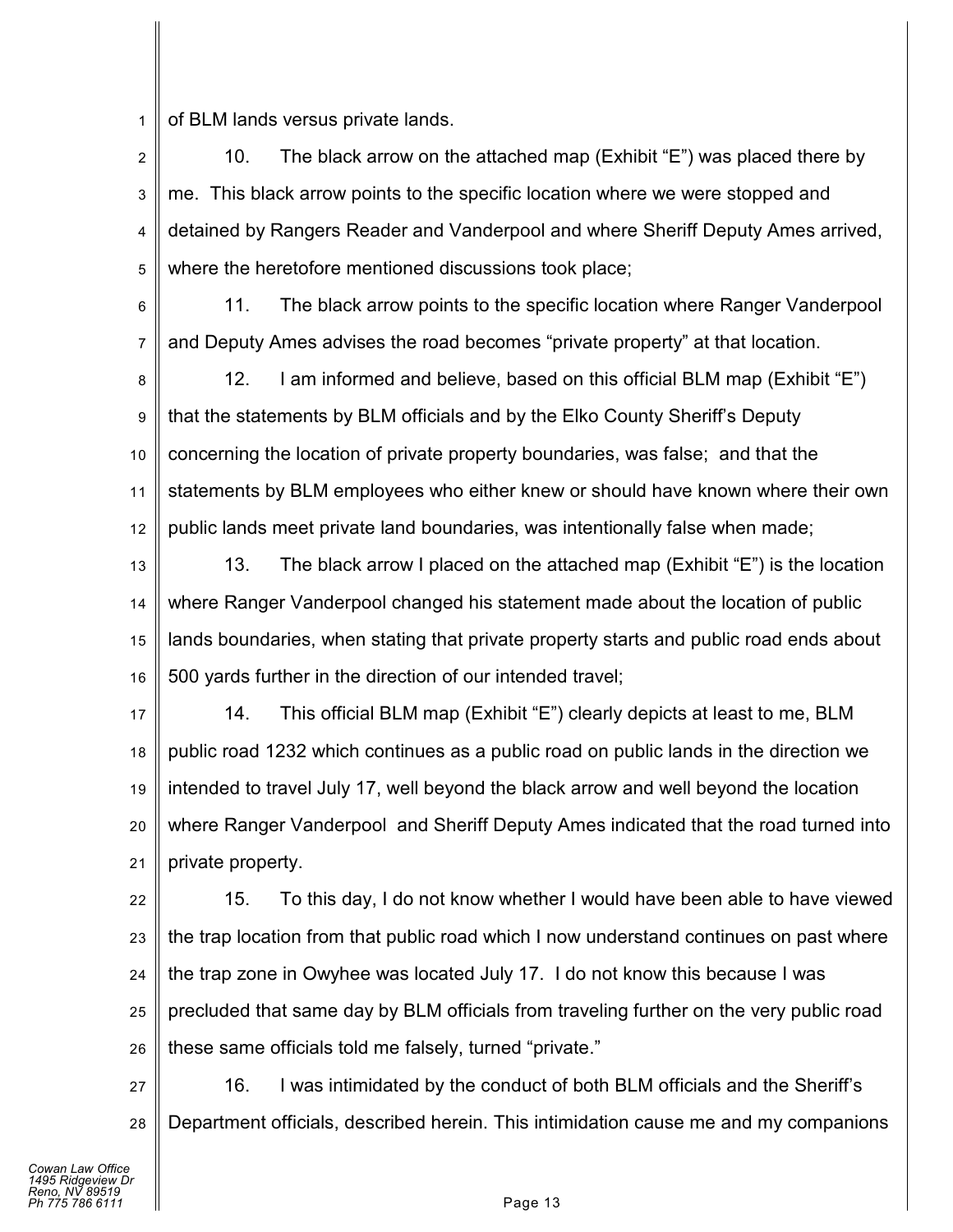of BLM lands versus private lands.

10. The black arrow on the attached map (Exhibit "E") was placed there by me. This black arrow points to the specific location where we were stopped and detained by Rangers Reader and Vanderpool and where Sheriff Deputy Ames arrived, where the heretofore mentioned discussions took place;

11. The black arrow points to the specific location where Ranger Vanderpool and Deputy Ames advises the road becomes "private property" at that location.

12. I am informed and believe, based on this official BLM map (Exhibit "E") that the statements by BLM officials and by the Elko County Sheriff's Deputy concerning the location of private property boundaries, was false; and that the statements by BLM employees who either knew or should have known where their own public lands meet private land boundaries, was intentionally false when made;

13. The black arrow I placed on the attached map (Exhibit "E") is the location where Ranger Vanderpool changed his statement made about the location of public lands boundaries, when stating that private property starts and public road ends about 500 yards further in the direction of our intended travel;

14. This official BLM map (Exhibit "E") clearly depicts at least to me, BLM public road 1232 which continues as a public road on public lands in the direction we intended to travel July 17, well beyond the black arrow and well beyond the location where Ranger Vanderpool and Sheriff Deputy Ames indicated that the road turned into private property.

15. To this day, I do not know whether I would have been able to have viewed the trap location from that public road which I now understand continues on past where the trap zone in Owyhee was located July 17. I do not know this because I was precluded that same day by BLM officials from traveling further on the very public road these same officials told me falsely, turned "private."

16. I was intimidated by the conduct of both BLM officials and the Sheriff's Department officials, described herein. This intimidation cause me and my companions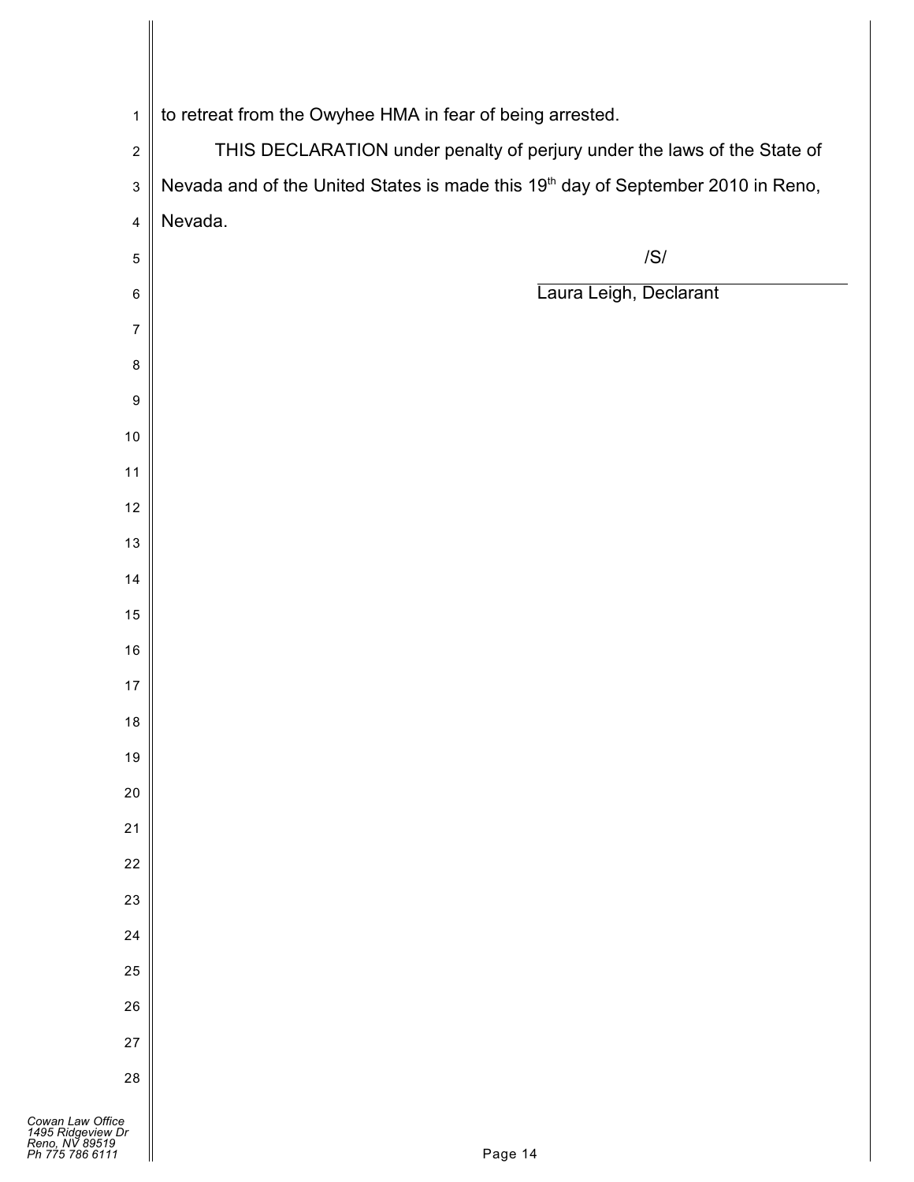to retreat from the Owyhee HMA in fear of being arrested.

THIS DECLARATION under penalty of perjury under the laws of the State of Nevada and of the United States is made this 19th day of September 2010 in Reno, Nevada.

/S/

Laura Leigh, Declarant